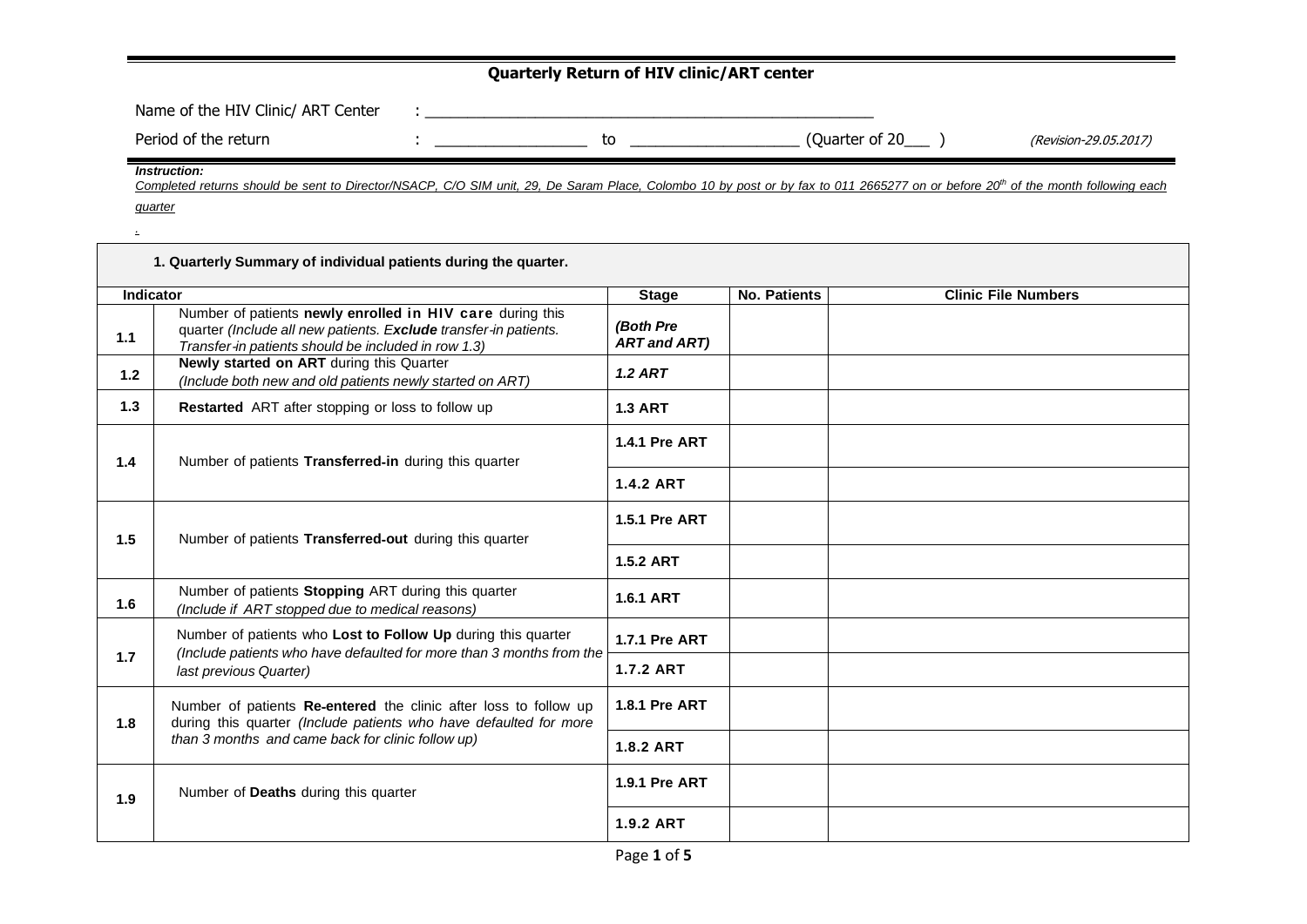# Quarterly Return of HIV clinic/ART center

Name of the HIV Clinic/ ART Center : ____________________________________________

Period of the return : ________________ to __________________ (Quarter of 20___ ) *(Revision-29.05.2017)*

***Instruction:***

*Completed returns should be sent to Director/NSACP, C/O SIM unit, 29, De Saram Place, Colombo 10 by post or by fax to 011 2665277 on or before 20th of the month following each quarter*

.

**1. Quarterly Summary of individual patients during the quarter.**

| Indicator | | Stage | No. Patients | Clinic File Numbers |
|---|---|---|---|---|
| **1.1** | Number of patients **newly enrolled in HIV care** during this quarter *(Include all new patients. **Exclude** transfer-in patients. Transfer-in patients should be included in row 1.3)* | ***(Both Pre ART and ART)*** | | |
| **1.2** | **Newly started on ART** during this Quarter *(Include both new and old patients newly started on ART)* | ***1.2 ART*** | | |
| **1.3** | **Restarted** ART after stopping or loss to follow up | **1.3 ART** | | |
| **1.4** | Number of patients **Transferred-in** during this quarter | **1.4.1 Pre ART** | | |
| | | **1.4.2 ART** | | |
| **1.5** | Number of patients **Transferred-out** during this quarter | **1.5.1 Pre ART** | | |
| | | **1.5.2 ART** | | |
| **1.6** | Number of patients **Stopping** ART during this quarter *(Include if ART stopped due to medical reasons)* | **1.6.1 ART** | | |
| **1.7** | Number of patients who **Lost to Follow Up** during this quarter *(Include patients who have defaulted for more than 3 months from the last previous Quarter)* | **1.7.1 Pre ART** | | |
| | | **1.7.2 ART** | | |
| **1.8** | Number of patients **Re-entered** the clinic after loss to follow up during this quarter *(Include patients who have defaulted for more than 3 months and came back for clinic follow up)* | **1.8.1 Pre ART** | | |
| | | **1.8.2 ART** | | |
| **1.9** | Number of **Deaths** during this quarter | **1.9.1 Pre ART** | | |
| | | **1.9.2 ART** | | |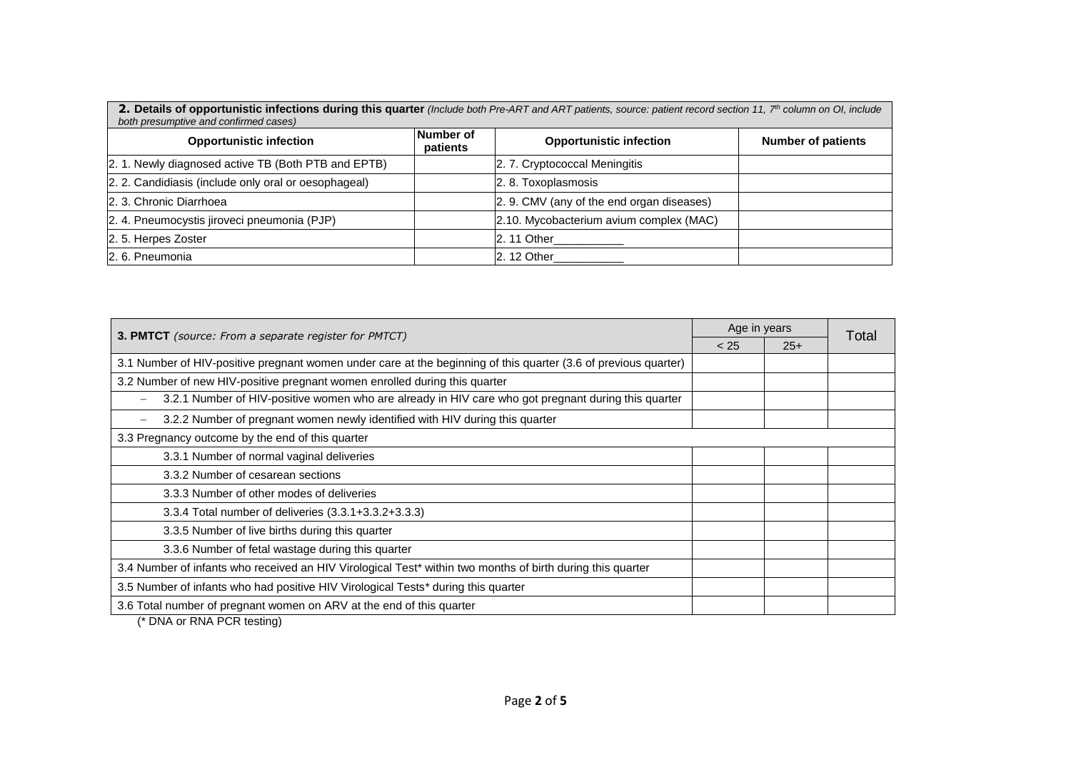| **2. Details of opportunistic infections during this quarter** *(Include both Pre-ART and ART patients, source: patient record section 11, 7th column on OI, include both presumptive and confirmed cases)* | | | |
|---|---|---|---|
| **Opportunistic infection** | **Number of patients** | **Opportunistic infection** | **Number of patients** |
| 2. 1. Newly diagnosed active TB (Both PTB and EPTB) | | 2. 7. Cryptococcal Meningitis | |
| 2. 2. Candidiasis (include only oral or oesophageal) | | 2. 8. Toxoplasmosis | |
| 2. 3. Chronic Diarrhoea | | 2. 9. CMV (any of the end organ diseases) | |
| 2. 4. Pneumocystis jiroveci pneumonia (PJP) | | 2.10. Mycobacterium avium complex (MAC) | |
| 2. 5. Herpes Zoster | | 2. 11 Other___________ | |
| 2. 6. Pneumonia | | 2. 12 Other___________ | |

| **3. PMTCT** *(source: From a separate register for PMTCT)* | Age in years | | Total |
|---|---|---|---|
| | < 25 | 25+ | |
| 3.1 Number of HIV-positive pregnant women under care at the beginning of this quarter (3.6 of previous quarter) | | | |
| 3.2 Number of new HIV-positive pregnant women enrolled during this quarter | | | |
| – 3.2.1 Number of HIV-positive women who are already in HIV care who got pregnant during this quarter | | | |
| – 3.2.2 Number of pregnant women newly identified with HIV during this quarter | | | |
| 3.3 Pregnancy outcome by the end of this quarter | | | |
| 3.3.1 Number of normal vaginal deliveries | | | |
| 3.3.2 Number of cesarean sections | | | |
| 3.3.3 Number of other modes of deliveries | | | |
| 3.3.4 Total number of deliveries (3.3.1+3.3.2+3.3.3) | | | |
| 3.3.5 Number of live births during this quarter | | | |
| 3.3.6 Number of fetal wastage during this quarter | | | |
| 3.4 Number of infants who received an HIV Virological Test* within two months of birth during this quarter | | | |
| 3.5 Number of infants who had positive HIV Virological Tests* during this quarter | | | |
| 3.6 Total number of pregnant women on ARV at the end of this quarter | | | |

(* DNA or RNA PCR testing)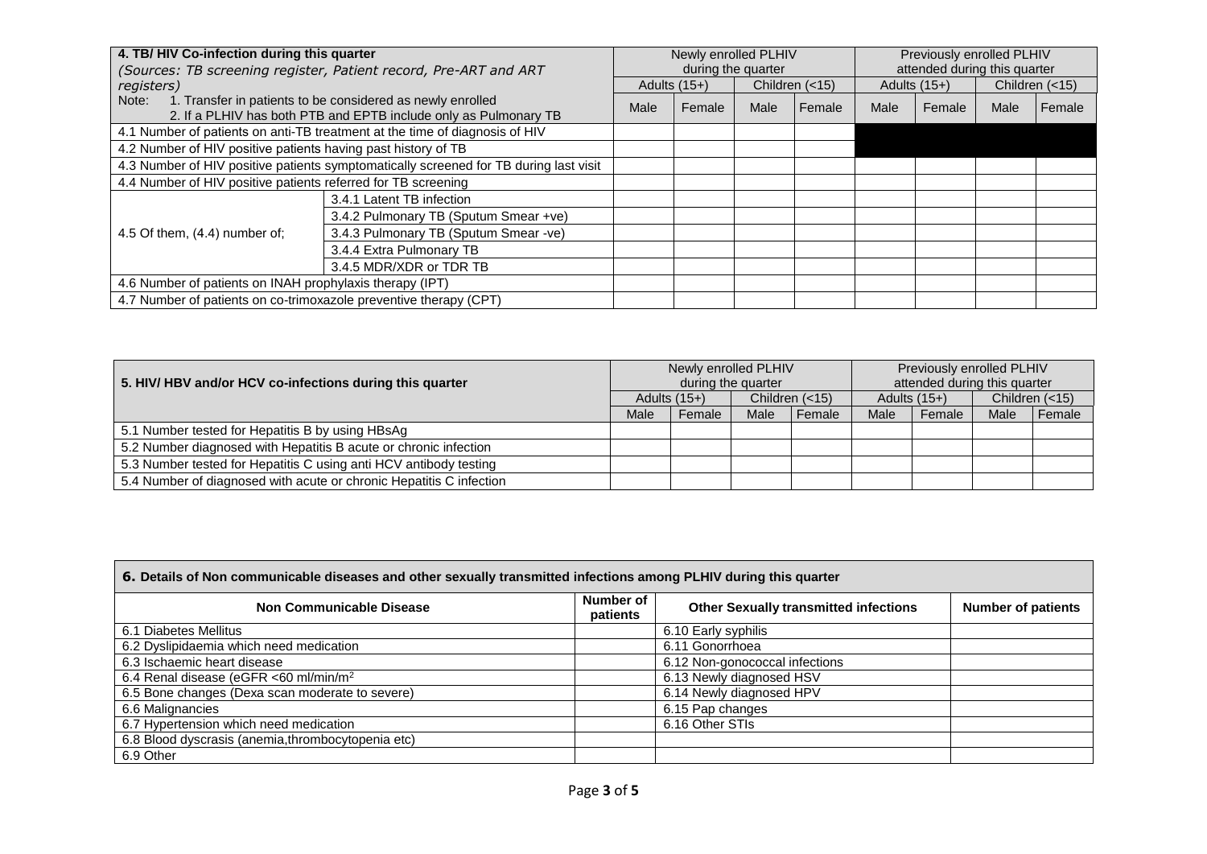| **4. TB/ HIV Co-infection during this quarter** *(Sources: TB screening register, Patient record, Pre-ART and ART registers)* | | Newly enrolled PLHIV during the quarter | | | | Previously enrolled PLHIV attended during this quarter | | | |
|---|---|---|---|---|---|---|---|---|---|
| | | Adults (15+) | | Children (<15) | | Adults (15+) | | Children (<15) | |
| Note: 1. Transfer in patients to be considered as newly enrolled 2. If a PLHIV has both PTB and EPTB include only as Pulmonary TB | | Male | Female | Male | Female | Male | Female | Male | Female |
| 4.1 Number of patients on anti-TB treatment at the time of diagnosis of HIV | | | | | | | | | |
| 4.2 Number of HIV positive patients having past history of TB | | | | | | | | | |
| 4.3 Number of HIV positive patients symptomatically screened for TB during last visit | | | | | | | | | |
| 4.4 Number of HIV positive patients referred for TB screening | | | | | | | | | |
| 4.5 Of them, (4.4) number of; | 3.4.1 Latent TB infection | | | | | | | | |
| | 3.4.2 Pulmonary TB (Sputum Smear +ve) | | | | | | | | |
| | 3.4.3 Pulmonary TB (Sputum Smear -ve) | | | | | | | | |
| | 3.4.4 Extra Pulmonary TB | | | | | | | | |
| | 3.4.5 MDR/XDR or TDR TB | | | | | | | | |
| 4.6 Number of patients on INAH prophylaxis therapy (IPT) | | | | | | | | | |
| 4.7 Number of patients on co-trimoxazole preventive therapy (CPT) | | | | | | | | | |

| **5. HIV/ HBV and/or HCV co-infections during this quarter** | Newly enrolled PLHIV during the quarter | | | | Previously enrolled PLHIV attended during this quarter | | | |
|---|---|---|---|---|---|---|---|---|
| | Adults (15+) | | Children (<15) | | Adults (15+) | | Children (<15) | |
| | Male | Female | Male | Female | Male | Female | Male | Female |
| 5.1 Number tested for Hepatitis B by using HBsAg | | | | | | | | |
| 5.2 Number diagnosed with Hepatitis B acute or chronic infection | | | | | | | | |
| 5.3 Number tested for Hepatitis C using anti HCV antibody testing | | | | | | | | |
| 5.4 Number of diagnosed with acute or chronic Hepatitis C infection | | | | | | | | |

| **6. Details of Non communicable diseases and other sexually transmitted infections among PLHIV during this quarter** | | | |
|---|---|---|---|
| **Non Communicable Disease** | **Number of patients** | **Other Sexually transmitted infections** | **Number of patients** |
| 6.1 Diabetes Mellitus | | 6.10 Early syphilis | |
| 6.2 Dyslipidaemia which need medication | | 6.11 Gonorrhoea | |
| 6.3 Ischaemic heart disease | | 6.12 Non-gonococcal infections | |
| 6.4 Renal disease (eGFR <60 ml/min/m$^2$ | | 6.13 Newly diagnosed HSV | |
| 6.5 Bone changes (Dexa scan moderate to severe) | | 6.14 Newly diagnosed HPV | |
| 6.6 Malignancies | | 6.15 Pap changes | |
| 6.7 Hypertension which need medication | | 6.16 Other STIs | |
| 6.8 Blood dyscrasis (anemia,thrombocytopenia etc) | | | |
| 6.9 Other | | | |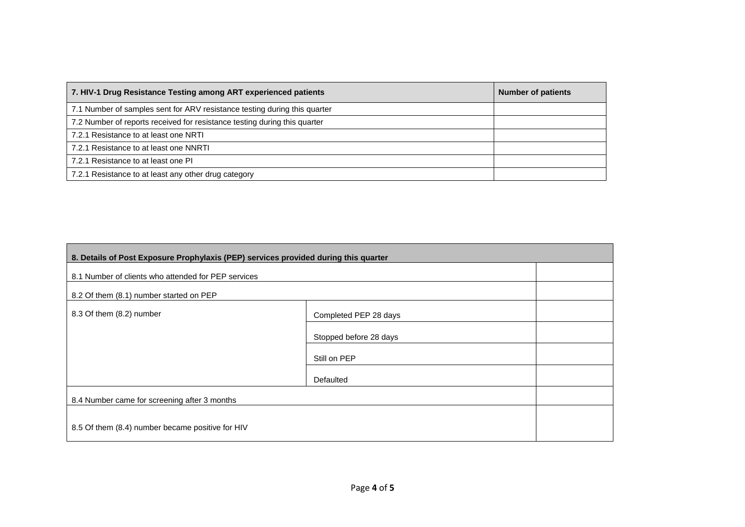| 7. HIV-1 Drug Resistance Testing among ART experienced patients | Number of patients |
|---|---|
| 7.1 Number of samples sent for ARV resistance testing during this quarter | |
| 7.2 Number of reports received for resistance testing during this quarter | |
| 7.2.1 Resistance to at least one NRTI | |
| 7.2.1 Resistance to at least one NNRTI | |
| 7.2.1 Resistance to at least one PI | |
| 7.2.1 Resistance to at least any other drug category | |

| 8. Details of Post Exposure Prophylaxis (PEP) services provided during this quarter | | |
|---|---|---|
| 8.1 Number of clients who attended for PEP services | | |
| 8.2 Of them (8.1) number started on PEP | | |
| 8.3 Of them (8.2) number | Completed PEP 28 days | |
| | Stopped before 28 days | |
| | Still on PEP | |
| | Defaulted | |
| 8.4 Number came for screening after 3 months | | |
| 8.5 Of them (8.4) number became positive for HIV | | |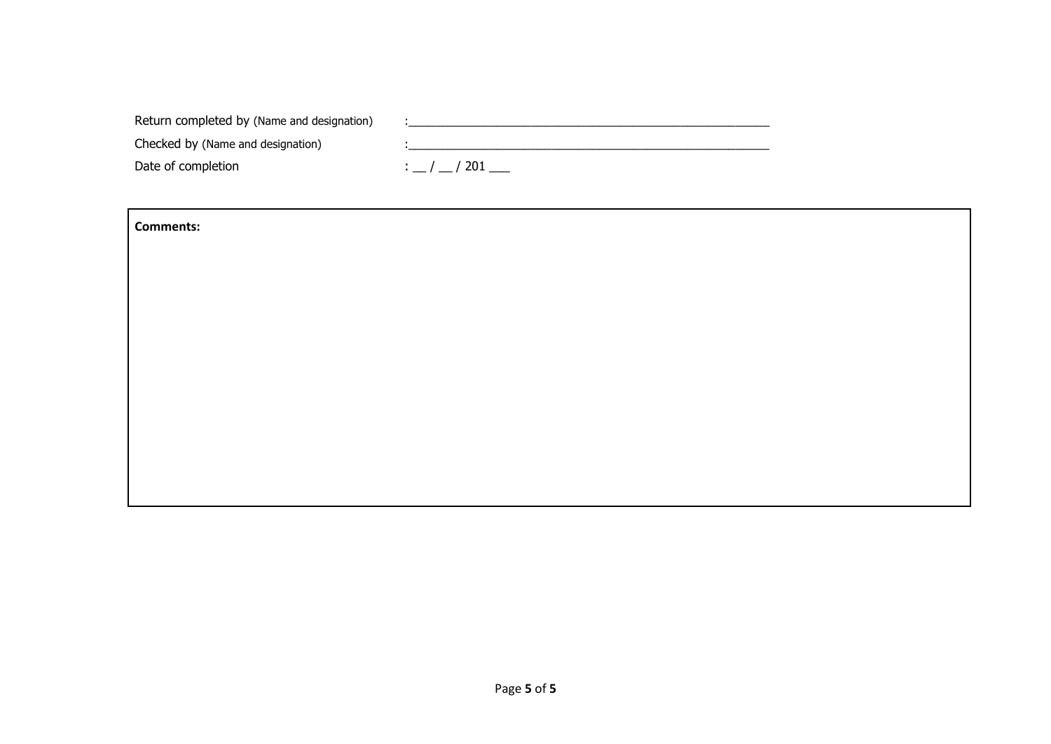Return completed by (Name and designation) :\_\_\_\_\_\_\_\_\_\_\_\_\_\_\_\_\_\_\_\_\_\_\_\_\_\_\_\_\_\_\_\_\_\_\_\_\_\_\_\_\_\_\_\_\_\_\_\_\_\_\_\_\_\_\_\_

Checked by (Name and designation) :\_\_\_\_\_\_\_\_\_\_\_\_\_\_\_\_\_\_\_\_\_\_\_\_\_\_\_\_\_\_\_\_\_\_\_\_\_\_\_\_\_\_\_\_\_\_\_\_\_\_\_\_\_\_\_\_

Date of completion : \_\_ / \_\_ / 201 \_\_\_

**Comments:**